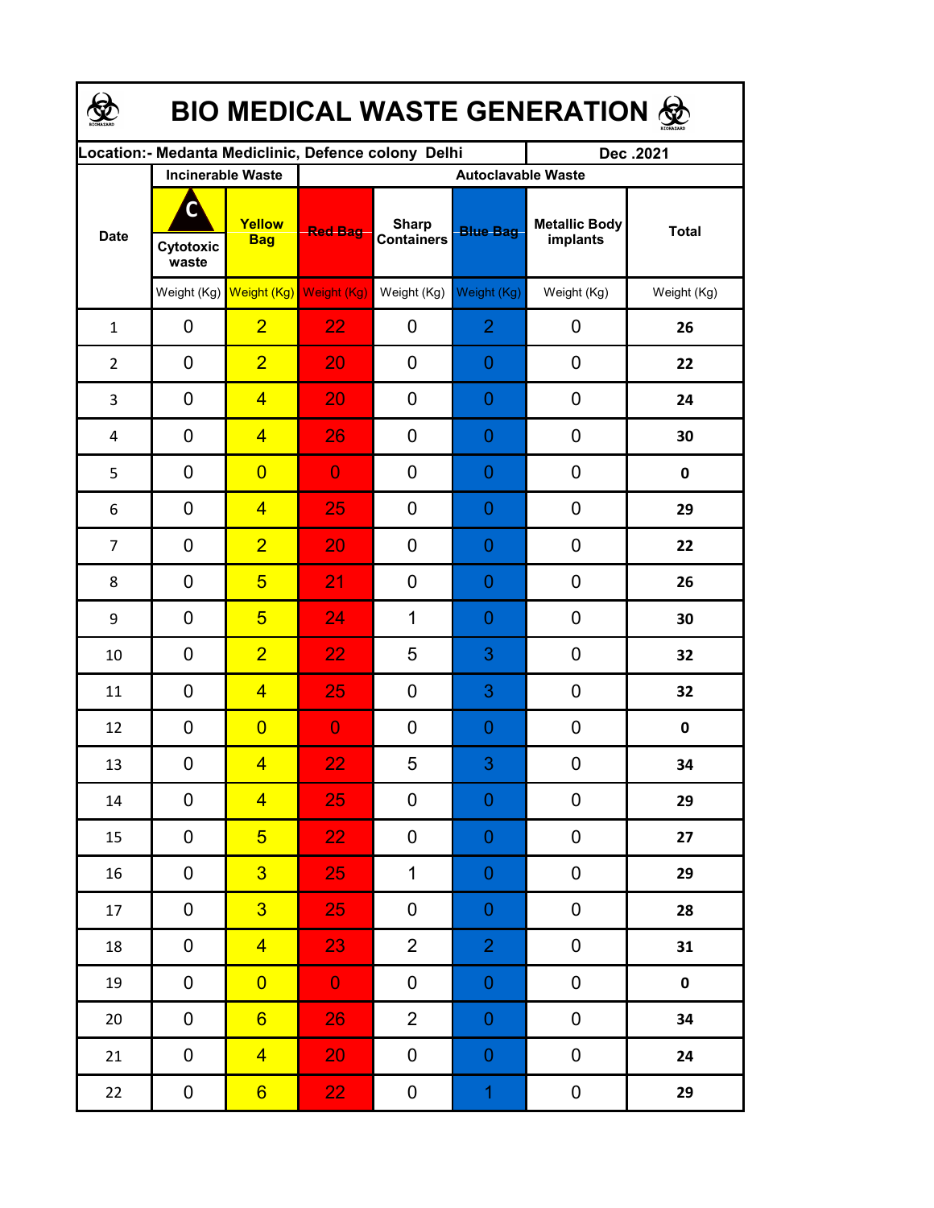# BIO MEDICAL WASTE GENERATION

| Location:- Medanta Mediclinic, Defence colony Delhi | | | | | | | Dec .2021 |
|---|---|---|---|---|---|---|---|
| Date | Incinerable Waste | | Autoclavable Waste | | | | |
| | Cytotoxic waste | Yellow Bag | Red Bag | Sharp Containers | Blue Bag | Metallic Body implants | Total |
| | Weight (Kg) | Weight (Kg) | Weight (Kg) | Weight (Kg) | Weight (Kg) | Weight (Kg) | Weight (Kg) |
| 1 | 0 | 2 | 22 | 0 | 2 | 0 | **26** |
| 2 | 0 | 2 | 20 | 0 | 0 | 0 | **22** |
| 3 | 0 | 4 | 20 | 0 | 0 | 0 | **24** |
| 4 | 0 | 4 | 26 | 0 | 0 | 0 | **30** |
| 5 | 0 | 0 | 0 | 0 | 0 | 0 | **0** |
| 6 | 0 | 4 | 25 | 0 | 0 | 0 | **29** |
| 7 | 0 | 2 | 20 | 0 | 0 | 0 | **22** |
| 8 | 0 | 5 | 21 | 0 | 0 | 0 | **26** |
| 9 | 0 | 5 | 24 | 1 | 0 | 0 | **30** |
| 10 | 0 | 2 | 22 | 5 | 3 | 0 | **32** |
| 11 | 0 | 4 | 25 | 0 | 3 | 0 | **32** |
| 12 | 0 | 0 | 0 | 0 | 0 | 0 | **0** |
| 13 | 0 | 4 | 22 | 5 | 3 | 0 | **34** |
| 14 | 0 | 4 | 25 | 0 | 0 | 0 | **29** |
| 15 | 0 | 5 | 22 | 0 | 0 | 0 | **27** |
| 16 | 0 | 3 | 25 | 1 | 0 | 0 | **29** |
| 17 | 0 | 3 | 25 | 0 | 0 | 0 | **28** |
| 18 | 0 | 4 | 23 | 2 | 2 | 0 | **31** |
| 19 | 0 | 0 | 0 | 0 | 0 | 0 | **0** |
| 20 | 0 | 6 | 26 | 2 | 0 | 0 | **34** |
| 21 | 0 | 4 | 20 | 0 | 0 | 0 | **24** |
| 22 | 0 | 6 | 22 | 0 | 1 | 0 | **29** |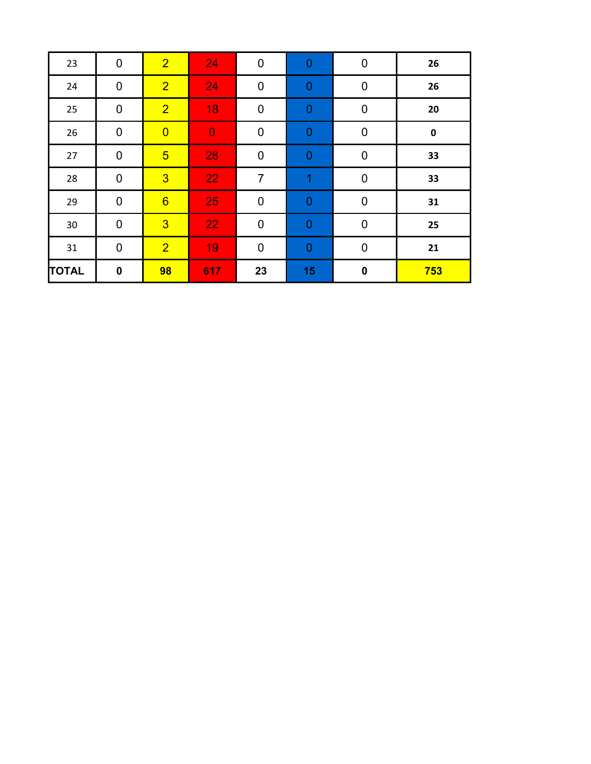| | | | | | | | |
|---|---|---|---|---|---|---|---|
| 23 | 0 | 2 | 24 | 0 | 0 | 0 | **26** |
| 24 | 0 | 2 | 24 | 0 | 0 | 0 | **26** |
| 25 | 0 | 2 | 18 | 0 | 0 | 0 | **20** |
| 26 | 0 | 0 | 0 | 0 | 0 | 0 | **0** |
| 27 | 0 | 5 | 28 | 0 | 0 | 0 | **33** |
| 28 | 0 | 3 | 22 | 7 | 1 | 0 | **33** |
| 29 | 0 | 6 | 25 | 0 | 0 | 0 | **31** |
| 30 | 0 | 3 | 22 | 0 | 0 | 0 | **25** |
| 31 | 0 | 2 | 19 | 0 | 0 | 0 | **21** |
| **TOTAL** | **0** | **98** | **617** | **23** | **15** | **0** | **753** |